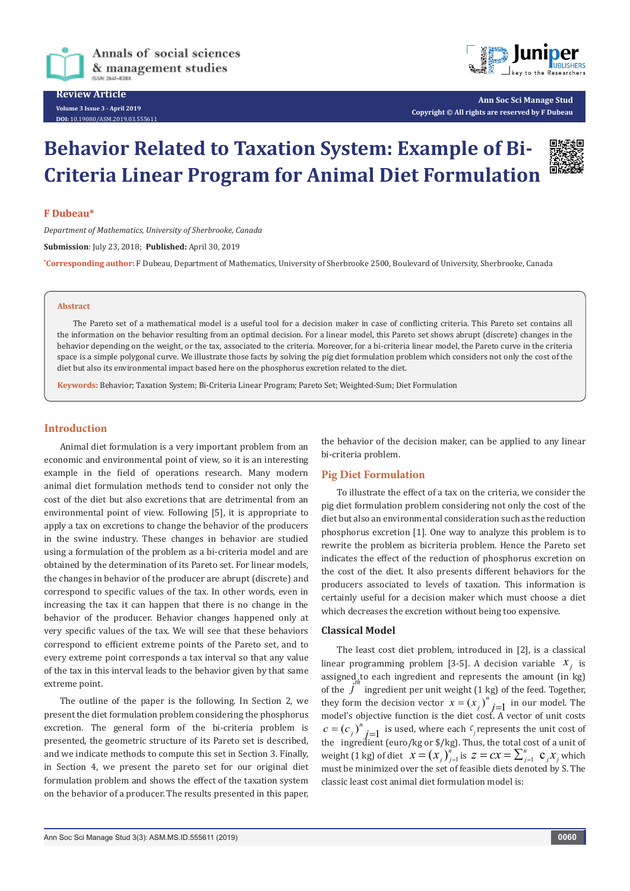Review Article

# Behavior Related to Taxation System: Example of Bi-Criteria Linear Program for Animal Diet Formulation

**F Dubeau***

*Department of Mathematics, University of Sherbrooke, Canada*

**Submission**: July 23, 2018; **Published:** April 30, 2019

*Corresponding author: F Dubeau, Department of Mathematics, University of Sherbrooke 2500, Boulevard of University, Sherbrooke, Canada

## Abstract

The Pareto set of a mathematical model is a useful tool for a decision maker in case of conflicting criteria. This Pareto set contains all the information on the behavior resulting from an optimal decision. For a linear model, this Pareto set shows abrupt (discrete) changes in the behavior depending on the weight, or the tax, associated to the criteria. Moreover, for a bi-criteria linear model, the Pareto curve in the criteria space is a simple polygonal curve. We illustrate those facts by solving the pig diet formulation problem which considers not only the cost of the diet but also its environmental impact based here on the phosphorus excretion related to the diet.

**Keywords:** Behavior; Taxation System; Bi-Criteria Linear Program; Pareto Set; Weighted-Sum; Diet Formulation

## Introduction

Animal diet formulation is a very important problem from an economic and environmental point of view, so it is an interesting example in the field of operations research. Many modern animal diet formulation methods tend to consider not only the cost of the diet but also excretions that are detrimental from an environmental point of view. Following [5], it is appropriate to apply a tax on excretions to change the behavior of the producers in the swine industry. These changes in behavior are studied using a formulation of the problem as a bi-criteria model and are obtained by the determination of its Pareto set. For linear models, the changes in behavior of the producer are abrupt (discrete) and correspond to specific values of the tax. In other words, even in increasing the tax it can happen that there is no change in the behavior of the producer. Behavior changes happened only at very specific values of the tax. We will see that these behaviors correspond to efficient extreme points of the Pareto set, and to every extreme point corresponds a tax interval so that any value of the tax in this interval leads to the behavior given by that same extreme point.

The outline of the paper is the following. In Section 2, we present the diet formulation problem considering the phosphorus excretion. The general form of the bi-criteria problem is presented, the geometric structure of its Pareto set is described, and we indicate methods to compute this set in Section 3. Finally, in Section 4, we present the pareto set for our original diet formulation problem and shows the effect of the taxation system on the behavior of a producer. The results presented in this paper, the behavior of the decision maker, can be applied to any linear bi-criteria problem.

## Pig Diet Formulation

To illustrate the effect of a tax on the criteria, we consider the pig diet formulation problem considering not only the cost of the diet but also an environmental consideration such as the reduction phosphorus excretion [1]. One way to analyze this problem is to rewrite the problem as bicriteria problem. Hence the Pareto set indicates the effect of the reduction of phosphorus excretion on the cost of the diet. It also presents different behaviors for the producers associated to levels of taxation. This information is certainly useful for a decision maker which must choose a diet which decreases the excretion without being too expensive.

### Classical Model

The least cost diet problem, introduced in [2], is a classical linear programming problem [3-5]. A decision variable $x_j$ is assigned to each ingredient and represents the amount (in kg) of the $j^{th}$ ingredient per unit weight (1 kg) of the feed. Together, they form the decision vector $x = (x_j)^n_{j=1}$ in our model. The model's objective function is the diet cost. A vector of unit costs $c = (c_j)^n_{j=1}$ is used, where each $c_j$ represents the unit cost of the ingredient (euro/kg or $/kg). Thus, the total cost of a unit of weight (1 kg) of diet $x = (x_j)^n_{j=1}$ is $z = cx = \sum_{j=1}^{n} c_j x_j$ which must be minimized over the set of feasible diets denoted by S. The classic least cost animal diet formulation model is: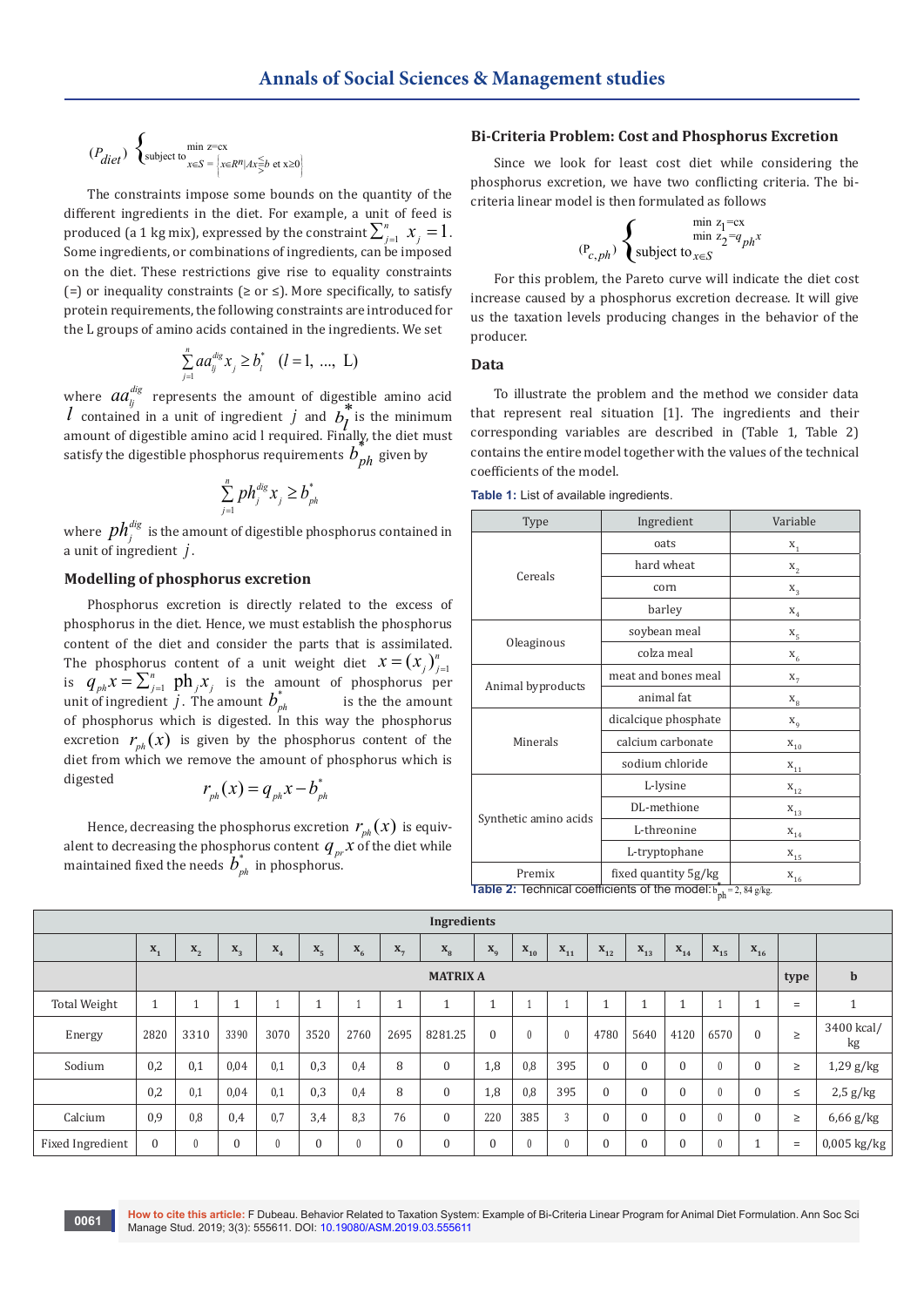$$(P_{diet})\begin{cases}\min z = cx \\ \text{subject to } x\in S = \left\{x\in R^n \mid Ax \lesseqgtr b \text{ et } x\geq 0\right\}\end{cases}$$

The constraints impose some bounds on the quantity of the different ingredients in the diet. For example, a unit of feed is produced (a 1 kg mix), expressed by the constraint $\sum_{j=1}^{n} x_j = 1$. Some ingredients, or combinations of ingredients, can be imposed on the diet. These restrictions give rise to equality constraints (=) or inequality constraints (≥ or ≤). More specifically, to satisfy protein requirements, the following constraints are introduced for the L groups of amino acids contained in the ingredients. We set

$$\sum_{j=1}^{n} aa_{lj}^{dig} x_j \geq b_l^* \quad (l = 1, \ldots, L)$$

where $aa_{lj}^{dig}$ represents the amount of digestible amino acid $l$ contained in a unit of ingredient $j$ and $b_l^*$ is the minimum amount of digestible amino acid l required. Finally, the diet must satisfy the digestible phosphorus requirements $b_{ph}^*$ given by

$$\sum_{j=1}^{n} ph_j^{dig} x_j \geq b_{ph}^*$$

where $ph_j^{dig}$ is the amount of digestible phosphorus contained in a unit of ingredient $j$.

## Modelling of phosphorus excretion

Phosphorus excretion is directly related to the excess of phosphorus in the diet. Hence, we must establish the phosphorus content of the diet and consider the parts that is assimilated. The phosphorus content of a unit weight diet $x = (x_j)_{j=1}^{n}$ is $q_{ph}x = \sum_{j=1}^{n} ph_j x_j$ is the amount of phosphorus per unit of ingredient $j$. The amount $b_{ph}^*$ is the the amount of phosphorus which is digested. In this way the phosphorus excretion $r_{ph}(x)$ is given by the phosphorus content of the diet from which we remove the amount of phosphorus which is digested

$$r_{ph}(x) = q_{ph}x - b_{ph}^*$$

Hence, decreasing the phosphorus excretion $r_{ph}(x)$ is equivalent to decreasing the phosphorus content $q_{pr}x$ of the diet while maintained fixed the needs $b_{ph}^*$ in phosphorus.

## Bi-Criteria Problem: Cost and Phosphorus Excretion

Since we look for least cost diet while considering the phosphorus excretion, we have two conflicting criteria. The bi-criteria linear model is then formulated as follows

$$(P_{c,ph})\begin{cases}\min z_1 = cx \\ \min z_2 = q_{ph}x \\ \text{subject to}_{x\in S}\end{cases}$$

For this problem, the Pareto curve will indicate the diet cost increase caused by a phosphorus excretion decrease. It will give us the taxation levels producing changes in the behavior of the producer.

## Data

To illustrate the problem and the method we consider data that represent real situation [1]. The ingredients and their corresponding variables are described in (Table 1, Table 2) contains the entire model together with the values of the technical coefficients of the model.

**Table 1:** List of available ingredients.

| Type | Ingredient | Variable |
|---|---|---|
| Cereals | oats | $x_1$ |
| | hard wheat | $x_2$ |
| | corn | $x_3$ |
| | barley | $x_4$ |
| Oleaginous | soybean meal | $x_5$ |
| | colza meal | $x_6$ |
| Animal byproducts | meat and bones meal | $x_7$ |
| | animal fat | $x_8$ |
| Minerals | dicalcique phosphate | $x_9$ |
| | calcium carbonate | $x_{10}$ |
| | sodium chloride | $x_{11}$ |
| Synthetic amino acids | L-lysine | $x_{12}$ |
| | DL-methione | $x_{13}$ |
| | L-threonine | $x_{14}$ |
| | L-tryptophane | $x_{15}$ |
| Premix | fixed quantity 5g/kg | $x_{16}$ |

**Table 2:** Technical coefficients of the model: $b_{ph}^* = 2,84$ g/kg.

| | Ingredients | | | | | | | | | | | | | | | | | |
|---|---|---|---|---|---|---|---|---|---|---|---|---|---|---|---|---|---|---|
| | $x_1$ | $x_2$ | $x_3$ | $x_4$ | $x_5$ | $x_6$ | $x_7$ | $x_8$ | $x_9$ | $x_{10}$ | $x_{11}$ | $x_{12}$ | $x_{13}$ | $x_{14}$ | $x_{15}$ | $x_{16}$ | | |
| | MATRIX A | | | | | | | | | | | | | | | | type | b |
| Total Weight | 1 | 1 | 1 | 1 | 1 | 1 | 1 | 1 | 1 | 1 | 1 | 1 | 1 | 1 | 1 | 1 | = | 1 |
| Energy | 2820 | 3310 | 3390 | 3070 | 3520 | 2760 | 2695 | 8281.25 | 0 | 0 | 0 | 4780 | 5640 | 4120 | 6570 | 0 | ≥ | 3400 kcal/kg |
| Sodium | 0,2 | 0,1 | 0,04 | 0,1 | 0,3 | 0,4 | 8 | 0 | 1,8 | 0,8 | 395 | 0 | 0 | 0 | 0 | 0 | ≥ | 1,29 g/kg |
| | 0,2 | 0,1 | 0,04 | 0,1 | 0,3 | 0,4 | 8 | 0 | 1,8 | 0,8 | 395 | 0 | 0 | 0 | 0 | 0 | ≤ | 2,5 g/kg |
| Calcium | 0,9 | 0,8 | 0,4 | 0,7 | 3,4 | 8,3 | 76 | 0 | 220 | 385 | 3 | 0 | 0 | 0 | 0 | 0 | ≥ | 6,66 g/kg |
| Fixed Ingredient | 0 | 0 | 0 | 0 | 0 | 0 | 0 | 0 | 0 | 0 | 0 | 0 | 0 | 0 | 0 | 1 | = | 0,005 kg/kg |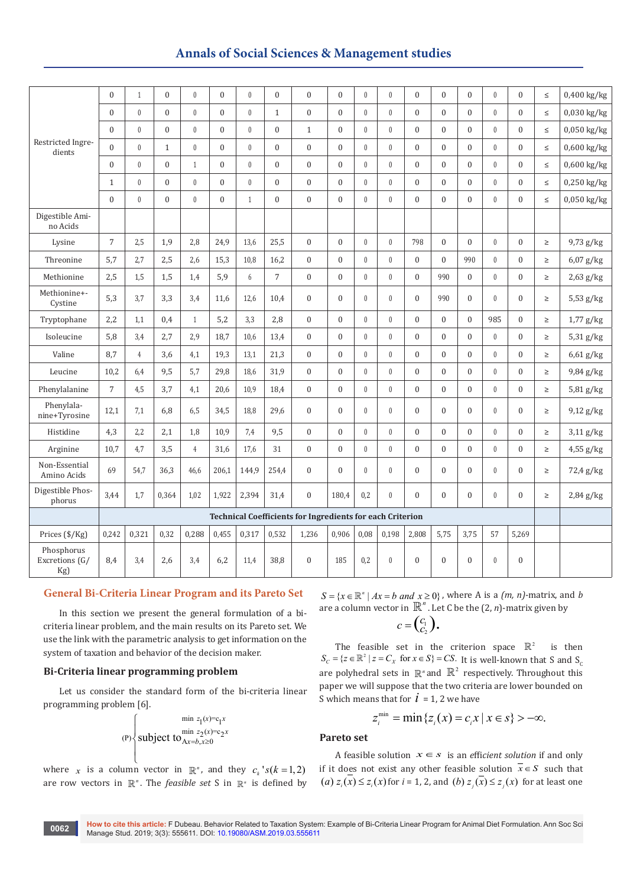| | | | | | | | | | | | | | | | | | | |
|---|---|---|---|---|---|---|---|---|---|---|---|---|---|---|---|---|---|---|
| Restricted Ingredients | 0 | 1 | 0 | 0 | 0 | 0 | 0 | 0 | 0 | 0 | 0 | 0 | 0 | 0 | 0 | 0 | ≤ | 0,400 kg/kg |
| | 0 | 0 | 0 | 0 | 0 | 0 | 1 | 0 | 0 | 0 | 0 | 0 | 0 | 0 | 0 | 0 | ≤ | 0,030 kg/kg |
| | 0 | 0 | 0 | 0 | 0 | 0 | 0 | 1 | 0 | 0 | 0 | 0 | 0 | 0 | 0 | 0 | ≤ | 0,050 kg/kg |
| | 0 | 0 | 1 | 0 | 0 | 0 | 0 | 0 | 0 | 0 | 0 | 0 | 0 | 0 | 0 | 0 | ≤ | 0,600 kg/kg |
| | 0 | 0 | 0 | 1 | 0 | 0 | 0 | 0 | 0 | 0 | 0 | 0 | 0 | 0 | 0 | 0 | ≤ | 0,600 kg/kg |
| | 1 | 0 | 0 | 0 | 0 | 0 | 0 | 0 | 0 | 0 | 0 | 0 | 0 | 0 | 0 | 0 | ≤ | 0,250 kg/kg |
| | 0 | 0 | 0 | 0 | 0 | 1 | 0 | 0 | 0 | 0 | 0 | 0 | 0 | 0 | 0 | 0 | ≤ | 0,050 kg/kg |
| Digestible Amino Acids | | | | | | | | | | | | | | | | | | |
| Lysine | 7 | 2,5 | 1,9 | 2,8 | 24,9 | 13,6 | 25,5 | 0 | 0 | 0 | 0 | 798 | 0 | 0 | 0 | 0 | ≥ | 9,73 g/kg |
| Threonine | 5,7 | 2,7 | 2,5 | 2,6 | 15,3 | 10,8 | 16,2 | 0 | 0 | 0 | 0 | 0 | 0 | 990 | 0 | 0 | ≥ | 6,07 g/kg |
| Methionine | 2,5 | 1,5 | 1,5 | 1,4 | 5,9 | 6 | 7 | 0 | 0 | 0 | 0 | 0 | 990 | 0 | 0 | 0 | ≥ | 2,63 g/kg |
| Methionine+-Cystine | 5,3 | 3,7 | 3,3 | 3,4 | 11,6 | 12,6 | 10,4 | 0 | 0 | 0 | 0 | 0 | 990 | 0 | 0 | 0 | ≥ | 5,53 g/kg |
| Tryptophane | 2,2 | 1,1 | 0,4 | 1 | 5,2 | 3,3 | 2,8 | 0 | 0 | 0 | 0 | 0 | 0 | 0 | 985 | 0 | ≥ | 1,77 g/kg |
| Isoleucine | 5,8 | 3,4 | 2,7 | 2,9 | 18,7 | 10,6 | 13,4 | 0 | 0 | 0 | 0 | 0 | 0 | 0 | 0 | 0 | ≥ | 5,31 g/kg |
| Valine | 8,7 | 4 | 3,6 | 4,1 | 19,3 | 13,1 | 21,3 | 0 | 0 | 0 | 0 | 0 | 0 | 0 | 0 | 0 | ≥ | 6,61 g/kg |
| Leucine | 10,2 | 6,4 | 9,5 | 5,7 | 29,8 | 18,6 | 31,9 | 0 | 0 | 0 | 0 | 0 | 0 | 0 | 0 | 0 | ≥ | 9,84 g/kg |
| Phenylalanine | 7 | 4,5 | 3,7 | 4,1 | 20,6 | 10,9 | 18,4 | 0 | 0 | 0 | 0 | 0 | 0 | 0 | 0 | 0 | ≥ | 5,81 g/kg |
| Phenylalanine+Tyrosine | 12,1 | 7,1 | 6,8 | 6,5 | 34,5 | 18,8 | 29,6 | 0 | 0 | 0 | 0 | 0 | 0 | 0 | 0 | 0 | ≥ | 9,12 g/kg |
| Histidine | 4,3 | 2,2 | 2,1 | 1,8 | 10,9 | 7,4 | 9,5 | 0 | 0 | 0 | 0 | 0 | 0 | 0 | 0 | 0 | ≥ | 3,11 g/kg |
| Arginine | 10,7 | 4,7 | 3,5 | 4 | 31,6 | 17,6 | 31 | 0 | 0 | 0 | 0 | 0 | 0 | 0 | 0 | 0 | ≥ | 4,55 g/kg |
| Non-Essential Amino Acids | 69 | 54,7 | 36,3 | 46,6 | 206,1 | 144,9 | 254,4 | 0 | 0 | 0 | 0 | 0 | 0 | 0 | 0 | 0 | ≥ | 72,4 g/kg |
| Digestible Phosphorus | 3,44 | 1,7 | 0,364 | 1,02 | 1,922 | 2,394 | 31,4 | 0 | 180,4 | 0,2 | 0 | 0 | 0 | 0 | 0 | 0 | ≥ | 2,84 g/kg |
| | Technical Coefficients for Ingredients for each Criterion | | | | | | | | | | | | | | | | | |
| Prices ($/Kg) | 0,242 | 0,321 | 0,32 | 0,288 | 0,455 | 0,317 | 0,532 | 1,236 | 0,906 | 0,08 | 0,198 | 2,808 | 5,75 | 3,75 | 57 | 5,269 | | |
| Phosphorus Excretions (G/Kg) | 8,4 | 3,4 | 2,6 | 3,4 | 6,2 | 11,4 | 38,8 | 0 | 185 | 0,2 | 0 | 0 | 0 | 0 | 0 | 0 | | |

## General Bi-Criteria Linear Program and its Pareto Set

In this section we present the general formulation of a bi-criteria linear problem, and the main results on its Pareto set. We use the link with the parametric analysis to get information on the system of taxation and behavior of the decision maker.

### Bi-Criteria linear programming problem

Let us consider the standard form of the bi-criteria linear programming problem [6].

$$(P)\begin{cases} \min z_1(x) = c_1 x \\ \min z_2(x) = c_2 x \\ \text{subject to } Ax = b, x \geq 0 \end{cases}$$

where $x$ is a column vector in $\mathbb{R}^n$, and they $c_k$'s $(k = 1,2)$ are row vectors in $\mathbb{R}^n$. The *feasible set* S in $\mathbb{R}^n$ is defined by $S = \{x \in \mathbb{R}^n \mid Ax = b \text{ and } x \geq 0\}$, where A is a *(m, n)*-matrix, and $b$ are a column vector in $\mathbb{R}^n$. Let C be the (2, *n*)-matrix given by

$$c = \begin{pmatrix} c_1 \\ c_2 \end{pmatrix}.$$

The feasible set in the criterion space $\mathbb{R}^2$ is then $S_C = \{z \in \mathbb{R}^2 \mid z = C_x \text{ for } x \in S\} = CS$. It is well-known that S and $S_C$ are polyhedral sets in $\mathbb{R}^n$ and $\mathbb{R}^2$ respectively. Throughout this paper we will suppose that the two criteria are lower bounded on S which means that for $i$ = 1, 2 we have

$$z_i^{\min} = \min\{z_i(x) = c_i x \mid x \in s\} > -\infty.$$

### Pareto set

A feasible solution $x \in s$ is an *efficient solution* if and only if it does not exist any other feasible solution $\bar{x} \in S$ such that $(a)\ z_i(\bar{x}) \leq z_i(x)$ for $i$ = 1, 2, and $(b)\ z_j(\bar{x}) \leq z_j(x)$ for at least one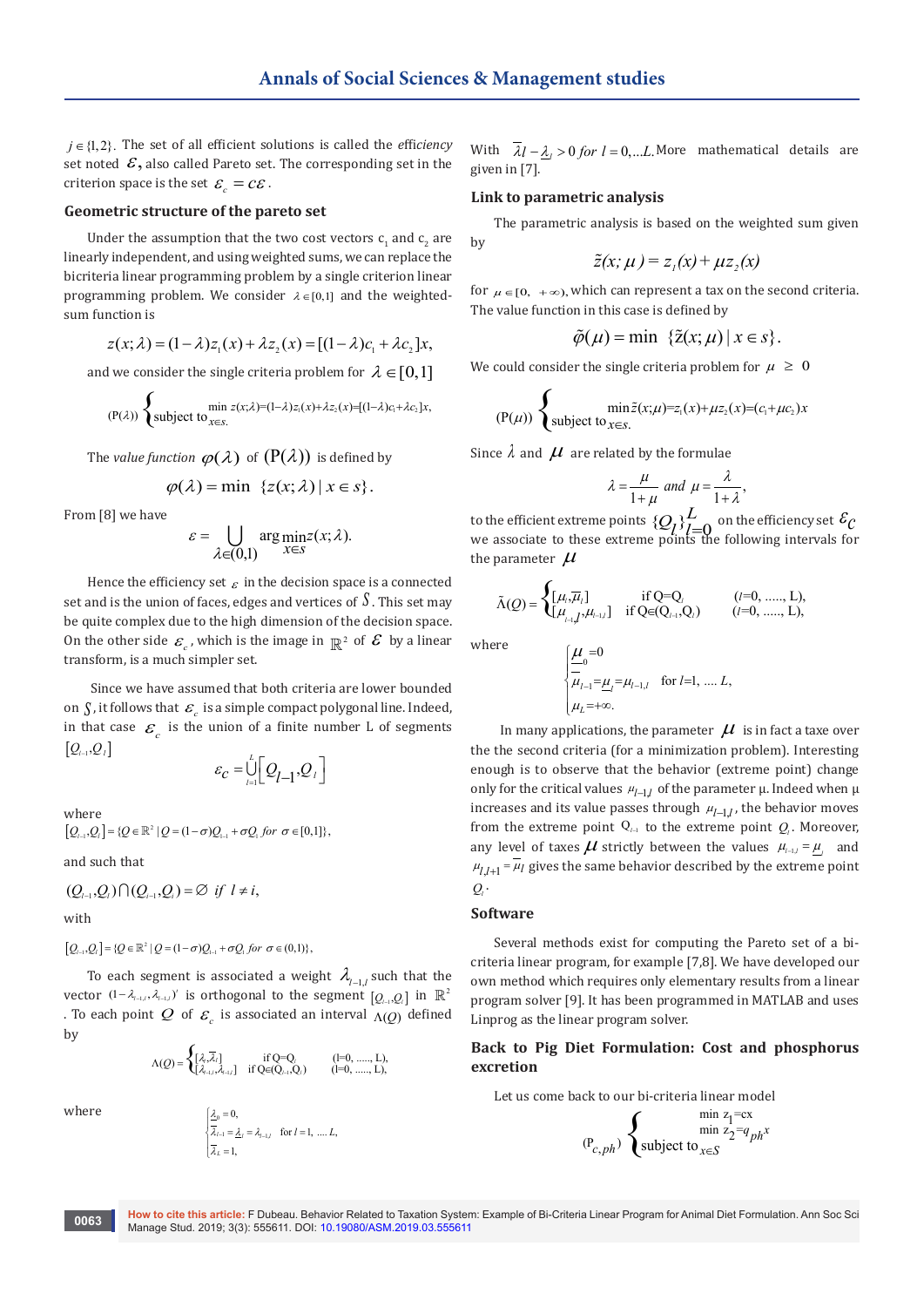$j \in \{1,2\}$. The set of all efficient solutions is called the *efficiency* set noted $\mathcal{E}$, also called Pareto set. The corresponding set in the criterion space is the set $\mathcal{E}_c = c\mathcal{E}$.

### Geometric structure of the pareto set

Under the assumption that the two cost vectors $c_1$ and $c_2$ are linearly independent, and using weighted sums, we can replace the bicriteria linear programming problem by a single criterion linear programming problem. We consider $\lambda \in [0,1]$ and the weighted-sum function is

$$z(x;\lambda) = (1-\lambda)z_1(x) + \lambda z_2(x) = [(1-\lambda)c_1 + \lambda c_2]x,$$

and we consider the single criteria problem for $\lambda \in [0,1]$

$$(\mathrm{P}(\lambda)) \begin{cases} \min\limits_{x \in s} z(x;\lambda) = (1-\lambda)z_1(x) + \lambda z_2(x) = [(1-\lambda)c_1 + \lambda c_2]x, \\ \text{subject to} \end{cases}$$

The *value function* $\varphi(\lambda)$ of $(\mathrm{P}(\lambda))$ is defined by

$$\varphi(\lambda) = \min \ \{z(x;\lambda) \mid x \in s\}.$$

From [8] we have

$$\varepsilon = \bigcup_{\lambda \in (0,1)} \arg\min_{x \in s} z(x;\lambda).$$

Hence the efficiency set $\varepsilon$ in the decision space is a connected set and is the union of faces, edges and vertices of $S$. This set may be quite complex due to the high dimension of the decision space. On the other side $\varepsilon_c$, which is the image in $\mathbb{R}^2$ of $\mathcal{E}$ by a linear transform, is a much simpler set.

Since we have assumed that both criteria are lower bounded on $S$, it follows that $\varepsilon_c$ is a simple compact polygonal line. Indeed, in that case $\varepsilon_c$ is the union of a finite number L of segments $[Q_{l-1}, Q_l]$

$$\varepsilon_C = \bigcup_{l=1}^{L} [Q_{l-1}, Q_l]$$

where

$[Q_{l-1}, Q_l] = \{Q \in \mathbb{R}^2 \mid Q = (1-\sigma)Q_{l-1} + \sigma Q_l \ for \ \sigma \in [0,1]\}$,

and such that

$$(Q_{l-1}, Q_l) \cap (Q_{i-1}, Q_i) = \varnothing \ \ if \ l \neq i,$$

with

$[Q_{l-1}, Q_l] = \{Q \in \mathbb{R}^2 \mid Q = (1-\sigma)Q_{l-1} + \sigma Q_l \ for \ \sigma \in (0,1)\}$,

To each segment is associated a weight $\lambda_{l-1,l}$ such that the vector $(1-\lambda_{l-1,l}, \lambda_{l-1,l})'$ is orthogonal to the segment $[Q_{l-1}, Q_l]$ in $\mathbb{R}^2$. To each point $Q$ of $\varepsilon_c$ is associated an interval $\Lambda(Q)$ defined by

$$\Lambda(Q) = \begin{cases} [\underline{\lambda}_l, \overline{\lambda}_l] & \text{if } Q = Q_l \quad (l = 0, \ldots, L), \\ [\lambda_{l-1,l}, \lambda_{l-1,l}] & \text{if } Q \in (Q_{l-1}, Q_l) \quad (l = 0, \ldots, L), \end{cases}$$

where

$$\begin{cases} \underline{\lambda}_0 = 0, \\ \overline{\lambda}_{l-1} = \underline{\lambda}_l = \lambda_{l-1,l} \quad \text{for } l = 1, \ldots L, \\ \overline{\lambda}_L = 1, \end{cases}$$

With $\overline{\lambda}_l - \underline{\lambda}_l > 0 \ for \ l = 0, \ldots L.$ More mathematical details are given in [7].

### Link to parametric analysis

The parametric analysis is based on the weighted sum given by

$$\tilde{z}(x;\mu) = z_1(x) + \mu z_2(x)$$

for $\mu \in [0, +\infty)$, which can represent a tax on the second criteria. The value function in this case is defined by

$$\tilde{\varphi}(\mu) = \min \ \{\tilde{z}(x;\mu) \mid x \in s\}.$$

We could consider the single criteria problem for $\mu \geq 0$

$$(\mathrm{P}(\mu)) \begin{cases} \min\limits_{x \in s} \tilde{z}(x;\mu) = z_1(x) + \mu z_2(x) = (c_1 + \mu c_2)x \\ \text{subject to} \end{cases}$$

Since $\lambda$ and $\mu$ are related by the formulae

$$\lambda = \frac{\mu}{1+\mu} \ and \ \mu = \frac{\lambda}{1+\lambda},$$

to the efficient extreme points $\{Q_l\}_{l=0}^{L}$ on the efficiency set $\varepsilon_C$ we associate to these extreme points the following intervals for the parameter $\mu$

$$\tilde{\Lambda}(Q) = \begin{cases} [\underline{\mu}_l, \overline{\mu}_l] & \text{if } Q = Q_l \quad (l = 0, \ldots, L), \\ [\mu_{l-1,l}, \mu_{l-1,l}] & \text{if } Q \in (Q_{l-1}, Q_l) \quad (l = 0, \ldots, L), \end{cases}$$

where

$$\begin{cases} \underline{\mu}_0 = 0 \\ \overline{\mu}_{l-1} = \underline{\mu}_l = \mu_{l-1,l} \quad \text{for } l = 1, \ldots L, \\ \mu_L = +\infty. \end{cases}$$

In many applications, the parameter $\mu$ is in fact a taxe over the the second criteria (for a minimization problem). Interesting enough is to observe that the behavior (extreme point) change only for the critical values $\mu_{l-1,l}$ of the parameter μ. Indeed when μ increases and its value passes through $\mu_{l-1,l}$, the behavior moves from the extreme point $Q_{l-1}$ to the extreme point $Q_l$. Moreover, any level of taxes $\mu$ strictly between the values $\mu_{l-1,l} = \underline{\mu}_l$ and $\mu_{l,l+1} = \overline{\mu}_l$ gives the same behavior described by the extreme point $Q_l$.

### Software

Several methods exist for computing the Pareto set of a bi-criteria linear program, for example [7,8]. We have developed our own method which requires only elementary results from a linear program solver [9]. It has been programmed in MATLAB and uses Linprog as the linear program solver.

### Back to Pig Diet Formulation: Cost and phosphorus excretion

Let us come back to our bi-criteria linear model

$$(\mathrm{P}_{c,ph}) \begin{cases} \min \ z_1 = cx \\ \min \ z_2 = q_{ph}x \\ \text{subject to } x \in S \end{cases}$$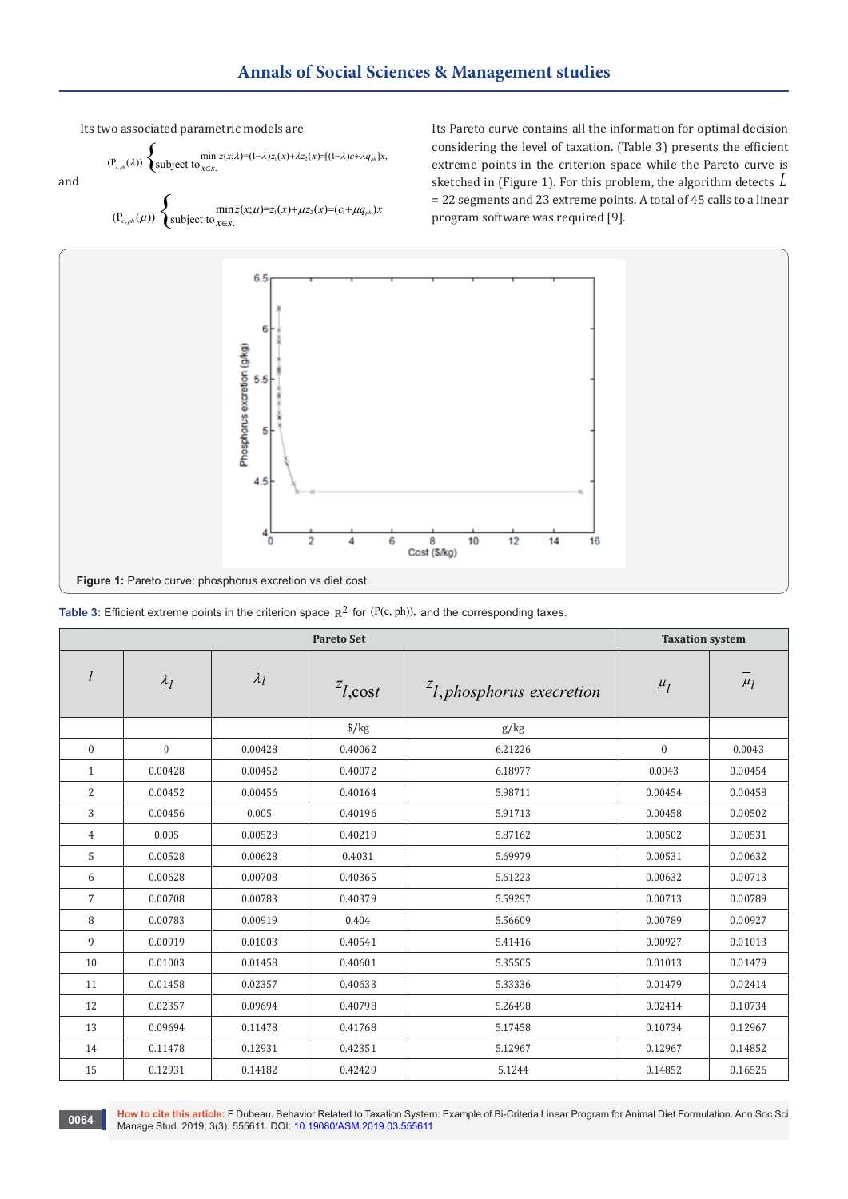Its two associated parametric models are

$$(P_{c,ph}(\lambda)) \begin{cases} \min\limits_{x \in S.} z(x;\lambda) = (1-\lambda)z_1(x) + \lambda z_2(x) = [(1-\lambda)c + \lambda q_{ph}]x, \\ \text{subject to} \end{cases}$$

and

$$(P_{c,ph}(\mu)) \begin{cases} \min\limits_{x \in S.} \bar{z}(x;\mu) = z_1(x) + \mu z_2(x) = (c_1 + \mu q_{ph})x \\ \text{subject to} \end{cases}$$

Its Pareto curve contains all the information for optimal decision considering the level of taxation. (Table 3) presents the efficient extreme points in the criterion space while the Pareto curve is sketched in (Figure 1). For this problem, the algorithm detects $L$ = 22 segments and 23 extreme points. A total of 45 calls to a linear program software was required [9].

**Figure 1:** Pareto curve: phosphorus excretion vs diet cost.

**Table 3:** Efficient extreme points in the criterion space $\mathbb{R}^2$ for $(P(c, ph))$, and the corresponding taxes.

| Pareto Set | | | | | Taxation system | |
|---|---|---|---|---|---|---|
| $l$ | $\underline{\lambda}_l$ | $\overline{\lambda}_l$ | $z_{l,cost}$ | $z_{l,phosphorus\ execretion}$ | $\underline{\mu}_l$ | $\overline{\mu}_l$ |
| | | | \$/kg | g/kg | | |
| 0 | 0 | 0.00428 | 0.40062 | 6.21226 | 0 | 0.0043 |
| 1 | 0.00428 | 0.00452 | 0.40072 | 6.18977 | 0.0043 | 0.00454 |
| 2 | 0.00452 | 0.00456 | 0.40164 | 5.98711 | 0.00454 | 0.00458 |
| 3 | 0.00456 | 0.005 | 0.40196 | 5.91713 | 0.00458 | 0.00502 |
| 4 | 0.005 | 0.00528 | 0.40219 | 5.87162 | 0.00502 | 0.00531 |
| 5 | 0.00528 | 0.00628 | 0.4031 | 5.69979 | 0.00531 | 0.00632 |
| 6 | 0.00628 | 0.00708 | 0.40365 | 5.61223 | 0.00632 | 0.00713 |
| 7 | 0.00708 | 0.00783 | 0.40379 | 5.59297 | 0.00713 | 0.00789 |
| 8 | 0.00783 | 0.00919 | 0.404 | 5.56609 | 0.00789 | 0.00927 |
| 9 | 0.00919 | 0.01003 | 0.40541 | 5.41416 | 0.00927 | 0.01013 |
| 10 | 0.01003 | 0.01458 | 0.40601 | 5.35505 | 0.01013 | 0.01479 |
| 11 | 0.01458 | 0.02357 | 0.40633 | 5.33336 | 0.01479 | 0.02414 |
| 12 | 0.02357 | 0.09694 | 0.40798 | 5.26498 | 0.02414 | 0.10734 |
| 13 | 0.09694 | 0.11478 | 0.41768 | 5.17458 | 0.10734 | 0.12967 |
| 14 | 0.11478 | 0.12931 | 0.42351 | 5.12967 | 0.12967 | 0.14852 |
| 15 | 0.12931 | 0.14182 | 0.42429 | 5.1244 | 0.14852 | 0.16526 |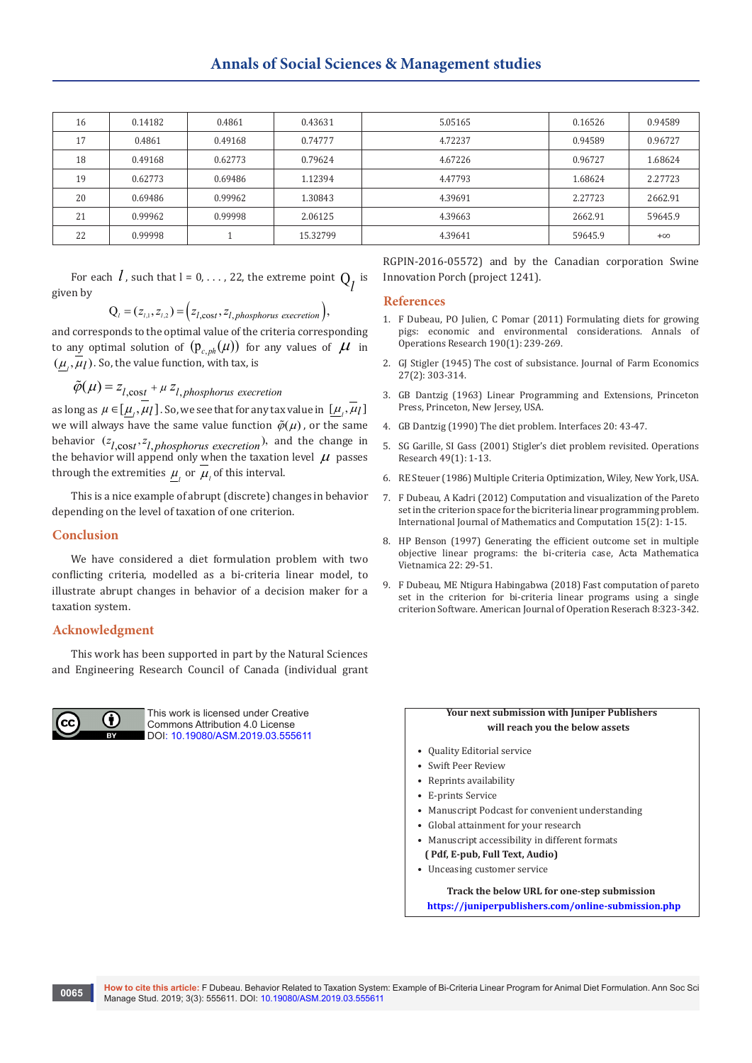| | | | | | | |
|---|---|---|---|---|---|---|
| 16 | 0.14182 | 0.4861 | 0.43631 | 5.05165 | 0.16526 | 0.94589 |
| 17 | 0.4861 | 0.49168 | 0.74777 | 4.72237 | 0.94589 | 0.96727 |
| 18 | 0.49168 | 0.62773 | 0.79624 | 4.67226 | 0.96727 | 1.68624 |
| 19 | 0.62773 | 0.69486 | 1.12394 | 4.47793 | 1.68624 | 2.27723 |
| 20 | 0.69486 | 0.99962 | 1.30843 | 4.39691 | 2.27723 | 2662.91 |
| 21 | 0.99962 | 0.99998 | 2.06125 | 4.39663 | 2662.91 | 59645.9 |
| 22 | 0.99998 | 1 | 15.32799 | 4.39641 | 59645.9 | +∞ |

For each $l$, such that l = 0, . . . , 22, the extreme point $Q_l$ is given by

$$Q_l = (z_{l,1}, z_{l,2}) = \left(z_{l,\text{cost}}, z_{l,\text{phosphorus excretion}}\right),$$

and corresponds to the optimal value of the criteria corresponding to any optimal solution of $(p_{c,ph}(\mu))$ for any values of $\mu$ in $(\underline{\mu}_l, \overline{\mu}_l)$. So, the value function, with tax, is

$$\tilde{\varphi}(\mu) = z_{l,\text{cost}} + \mu\, z_{l,\text{phosphorus excretion}}$$

as long as $\mu \in [\underline{\mu}_l, \overline{\mu}_l]$. So, we see that for any tax value in $[\underline{\mu}_l, \overline{\mu}_l]$ we will always have the same value function $\tilde{\varphi}(\mu)$, or the same behavior $(z_{l,\text{cost}}, z_{l,\text{phosphorus excretion}})$, and the change in the behavior will append only when the taxation level $\mu$ passes through the extremities $\underline{\mu}_l$ or $\overline{\mu}_l$ of this interval.

This is a nice example of abrupt (discrete) changes in behavior depending on the level of taxation of one criterion.

## Conclusion

We have considered a diet formulation problem with two conflicting criteria, modelled as a bi-criteria linear model, to illustrate abrupt changes in behavior of a decision maker for a taxation system.

## Acknowledgment

This work has been supported in part by the Natural Sciences and Engineering Research Council of Canada (individual grant RGPIN-2016-05572) and by the Canadian corporation Swine Innovation Porch (project 1241).

## References

1. F Dubeau, PO Julien, C Pomar (2011) Formulating diets for growing pigs: economic and environmental considerations. Annals of Operations Research 190(1): 239-269.
2. GJ Stigler (1945) The cost of subsistance. Journal of Farm Economics 27(2): 303-314.
3. GB Dantzig (1963) Linear Programming and Extensions, Princeton Press, Princeton, New Jersey, USA.
4. GB Dantzig (1990) The diet problem. Interfaces 20: 43-47.
5. SG Garille, SI Gass (2001) Stigler's diet problem revisited. Operations Research 49(1): 1-13.
6. RE Steuer (1986) Multiple Criteria Optimization, Wiley, New York, USA.
7. F Dubeau, A Kadri (2012) Computation and visualization of the Pareto set in the criterion space for the bicriteria linear programming problem. International Journal of Mathematics and Computation 15(2): 1-15.
8. HP Benson (1997) Generating the efficient outcome set in multiple objective linear programs: the bi-criteria case, Acta Mathematica Vietnamica 22: 29-51.
9. F Dubeau, ME Ntigura Habingabwa (2018) Fast computation of pareto set in the criterion for bi-criteria linear programs using a single criterion Software. American Journal of Operation Reserach 8:323-342.

This work is licensed under Creative Commons Attribution 4.0 License
DOI: 10.19080/ASM.2019.03.555611

**Your next submission with Juniper Publishers will reach you the below assets**

- Quality Editorial service
- Swift Peer Review
- Reprints availability
- E-prints Service
- Manuscript Podcast for convenient understanding
- Global attainment for your research
- Manuscript accessibility in different formats
  **( Pdf, E-pub, Full Text, Audio)**
- Unceasing customer service

**Track the below URL for one-step submission**
**https://juniperpublishers.com/online-submission.php**

**How to cite this article:** F Dubeau. Behavior Related to Taxation System: Example of Bi-Criteria Linear Program for Animal Diet Formulation. Ann Soc Sci Manage Stud. 2019; 3(3): 555611. DOI: 10.19080/ASM.2019.03.555611